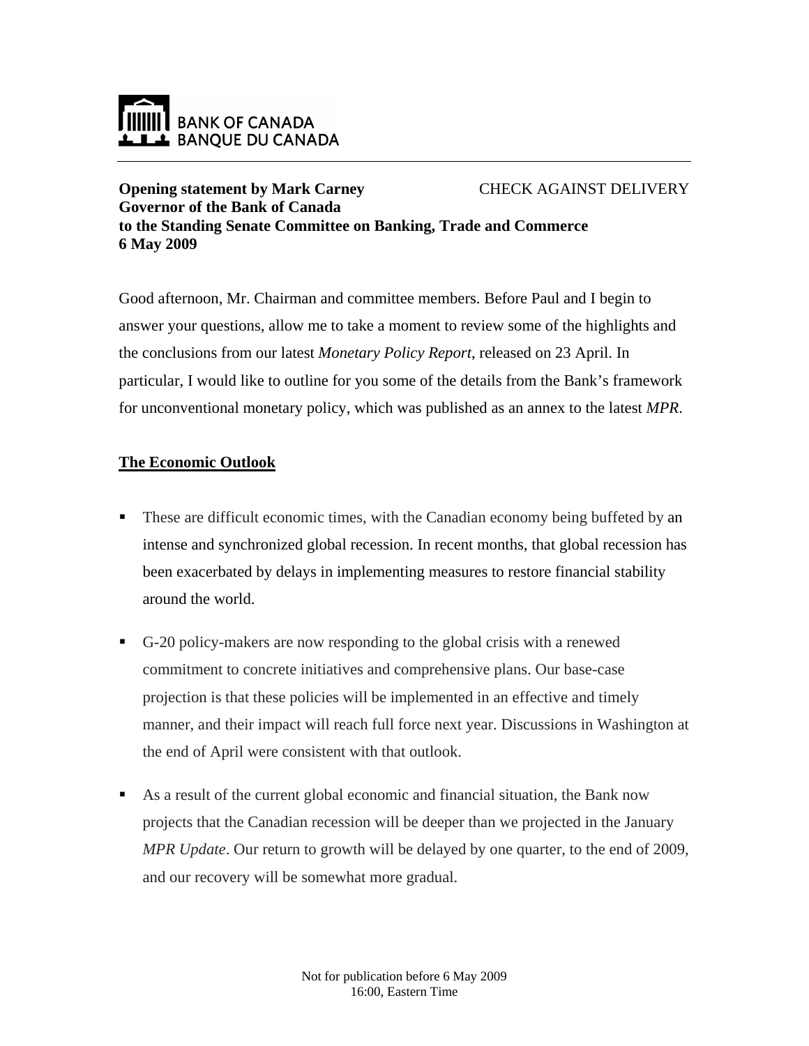BANK OF CANADA
BANQUE DU CANADA

**Opening statement by Mark Carney** CHECK AGAINST DELIVERY
**Governor of the Bank of Canada**
**to the Standing Senate Committee on Banking, Trade and Commerce**
**6 May 2009**

Good afternoon, Mr. Chairman and committee members. Before Paul and I begin to answer your questions, allow me to take a moment to review some of the highlights and the conclusions from our latest *Monetary Policy Report*, released on 23 April. In particular, I would like to outline for you some of the details from the Bank's framework for unconventional monetary policy, which was published as an annex to the latest *MPR*.

## The Economic Outlook

- These are difficult economic times, with the Canadian economy being buffeted by an intense and synchronized global recession. In recent months, that global recession has been exacerbated by delays in implementing measures to restore financial stability around the world.
- G-20 policy-makers are now responding to the global crisis with a renewed commitment to concrete initiatives and comprehensive plans. Our base-case projection is that these policies will be implemented in an effective and timely manner, and their impact will reach full force next year. Discussions in Washington at the end of April were consistent with that outlook.
- As a result of the current global economic and financial situation, the Bank now projects that the Canadian recession will be deeper than we projected in the January *MPR Update*. Our return to growth will be delayed by one quarter, to the end of 2009, and our recovery will be somewhat more gradual.

Not for publication before 6 May 2009
16:00, Eastern Time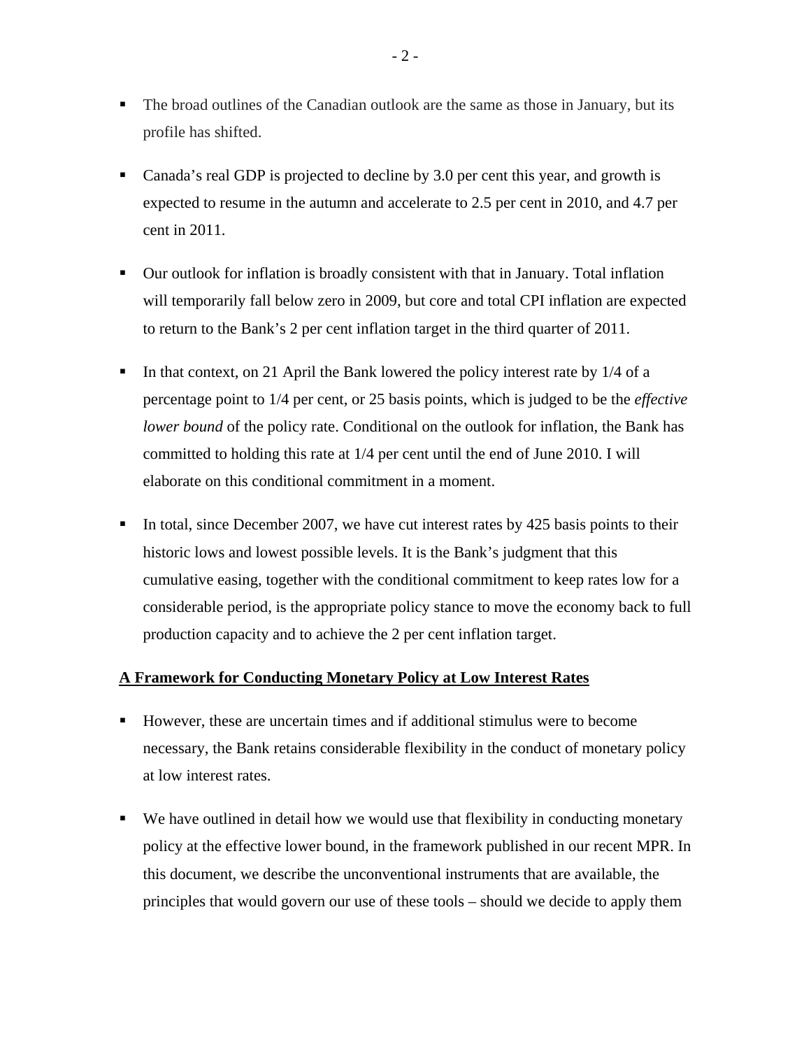- The broad outlines of the Canadian outlook are the same as those in January, but its profile has shifted.

- Canada's real GDP is projected to decline by 3.0 per cent this year, and growth is expected to resume in the autumn and accelerate to 2.5 per cent in 2010, and 4.7 per cent in 2011.

- Our outlook for inflation is broadly consistent with that in January. Total inflation will temporarily fall below zero in 2009, but core and total CPI inflation are expected to return to the Bank's 2 per cent inflation target in the third quarter of 2011.

- In that context, on 21 April the Bank lowered the policy interest rate by 1/4 of a percentage point to 1/4 per cent, or 25 basis points, which is judged to be the *effective lower bound* of the policy rate. Conditional on the outlook for inflation, the Bank has committed to holding this rate at 1/4 per cent until the end of June 2010. I will elaborate on this conditional commitment in a moment.

- In total, since December 2007, we have cut interest rates by 425 basis points to their historic lows and lowest possible levels. It is the Bank's judgment that this cumulative easing, together with the conditional commitment to keep rates low for a considerable period, is the appropriate policy stance to move the economy back to full production capacity and to achieve the 2 per cent inflation target.

## A Framework for Conducting Monetary Policy at Low Interest Rates

- However, these are uncertain times and if additional stimulus were to become necessary, the Bank retains considerable flexibility in the conduct of monetary policy at low interest rates.

- We have outlined in detail how we would use that flexibility in conducting monetary policy at the effective lower bound, in the framework published in our recent MPR. In this document, we describe the unconventional instruments that are available, the principles that would govern our use of these tools – should we decide to apply them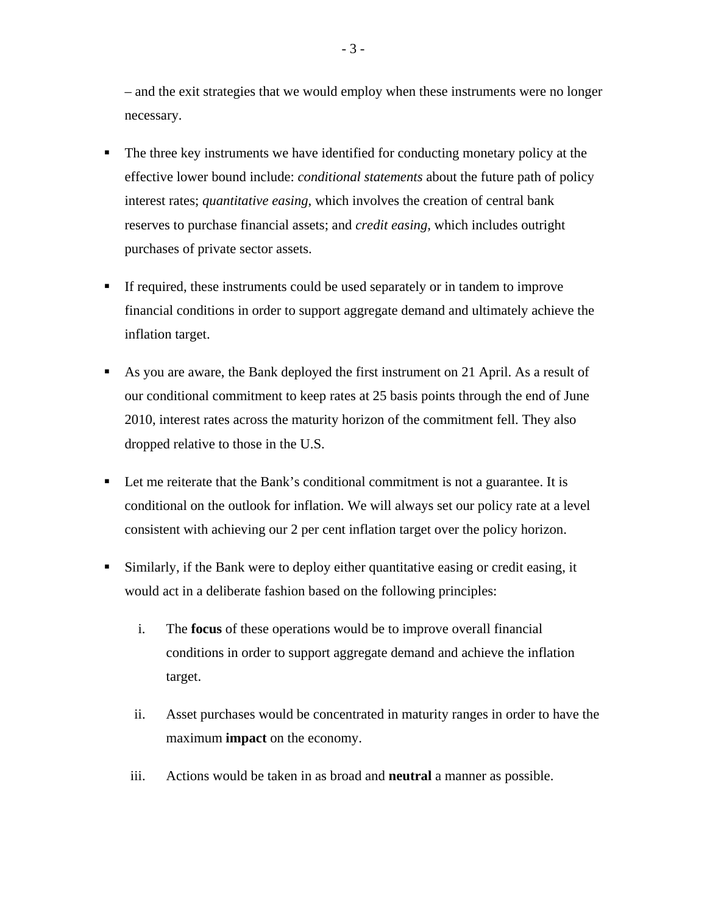– and the exit strategies that we would employ when these instruments were no longer necessary.

- The three key instruments we have identified for conducting monetary policy at the effective lower bound include: *conditional statements* about the future path of policy interest rates; *quantitative easing*, which involves the creation of central bank reserves to purchase financial assets; and *credit easing*, which includes outright purchases of private sector assets.

- If required, these instruments could be used separately or in tandem to improve financial conditions in order to support aggregate demand and ultimately achieve the inflation target.

- As you are aware, the Bank deployed the first instrument on 21 April. As a result of our conditional commitment to keep rates at 25 basis points through the end of June 2010, interest rates across the maturity horizon of the commitment fell. They also dropped relative to those in the U.S.

- Let me reiterate that the Bank's conditional commitment is not a guarantee. It is conditional on the outlook for inflation. We will always set our policy rate at a level consistent with achieving our 2 per cent inflation target over the policy horizon.

- Similarly, if the Bank were to deploy either quantitative easing or credit easing, it would act in a deliberate fashion based on the following principles:

    i. The **focus** of these operations would be to improve overall financial conditions in order to support aggregate demand and achieve the inflation target.

    ii. Asset purchases would be concentrated in maturity ranges in order to have the maximum **impact** on the economy.

    iii. Actions would be taken in as broad and **neutral** a manner as possible.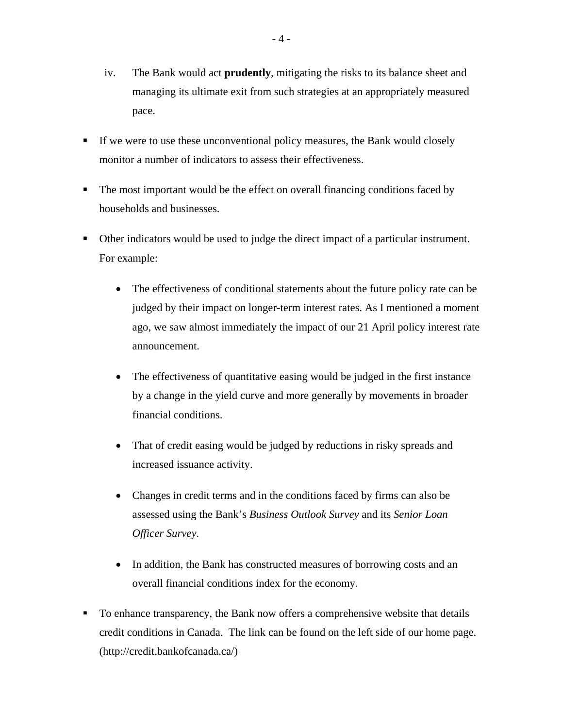iv. The Bank would act **prudently**, mitigating the risks to its balance sheet and managing its ultimate exit from such strategies at an appropriately measured pace.

- If we were to use these unconventional policy measures, the Bank would closely monitor a number of indicators to assess their effectiveness.

- The most important would be the effect on overall financing conditions faced by households and businesses.

- Other indicators would be used to judge the direct impact of a particular instrument. For example:

  - The effectiveness of conditional statements about the future policy rate can be judged by their impact on longer-term interest rates. As I mentioned a moment ago, we saw almost immediately the impact of our 21 April policy interest rate announcement.

  - The effectiveness of quantitative easing would be judged in the first instance by a change in the yield curve and more generally by movements in broader financial conditions.

  - That of credit easing would be judged by reductions in risky spreads and increased issuance activity.

  - Changes in credit terms and in the conditions faced by firms can also be assessed using the Bank's *Business Outlook Survey* and its *Senior Loan Officer Survey*.

  - In addition, the Bank has constructed measures of borrowing costs and an overall financial conditions index for the economy.

- To enhance transparency, the Bank now offers a comprehensive website that details credit conditions in Canada. The link can be found on the left side of our home page. (http://credit.bankofcanada.ca/)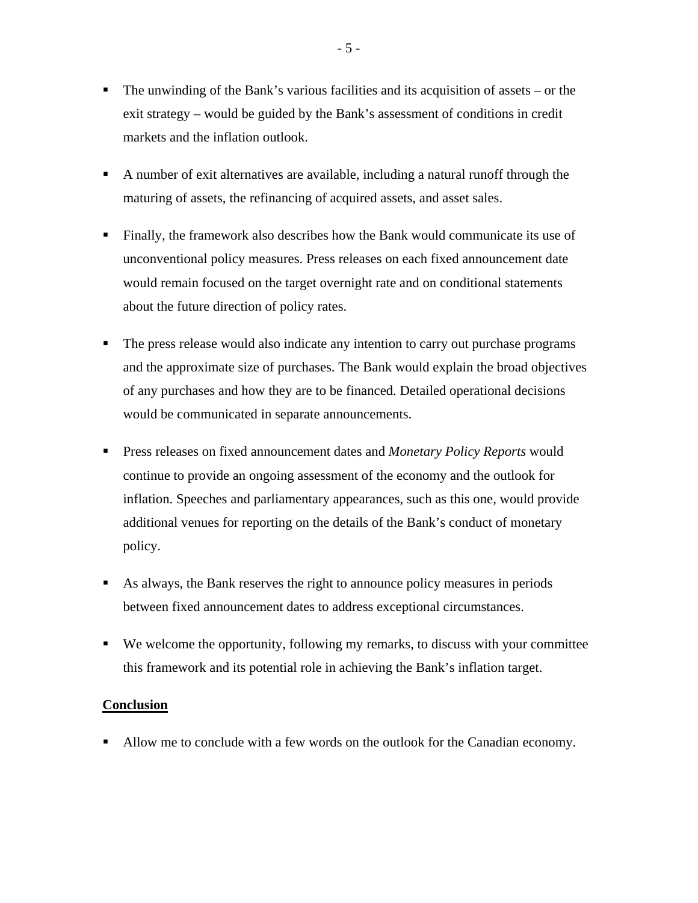- The unwinding of the Bank's various facilities and its acquisition of assets – or the exit strategy – would be guided by the Bank's assessment of conditions in credit markets and the inflation outlook.

- A number of exit alternatives are available, including a natural runoff through the maturing of assets, the refinancing of acquired assets, and asset sales.

- Finally, the framework also describes how the Bank would communicate its use of unconventional policy measures. Press releases on each fixed announcement date would remain focused on the target overnight rate and on conditional statements about the future direction of policy rates.

- The press release would also indicate any intention to carry out purchase programs and the approximate size of purchases. The Bank would explain the broad objectives of any purchases and how they are to be financed. Detailed operational decisions would be communicated in separate announcements.

- Press releases on fixed announcement dates and *Monetary Policy Reports* would continue to provide an ongoing assessment of the economy and the outlook for inflation. Speeches and parliamentary appearances, such as this one, would provide additional venues for reporting on the details of the Bank's conduct of monetary policy.

- As always, the Bank reserves the right to announce policy measures in periods between fixed announcement dates to address exceptional circumstances.

- We welcome the opportunity, following my remarks, to discuss with your committee this framework and its potential role in achieving the Bank's inflation target.

**Conclusion**

- Allow me to conclude with a few words on the outlook for the Canadian economy.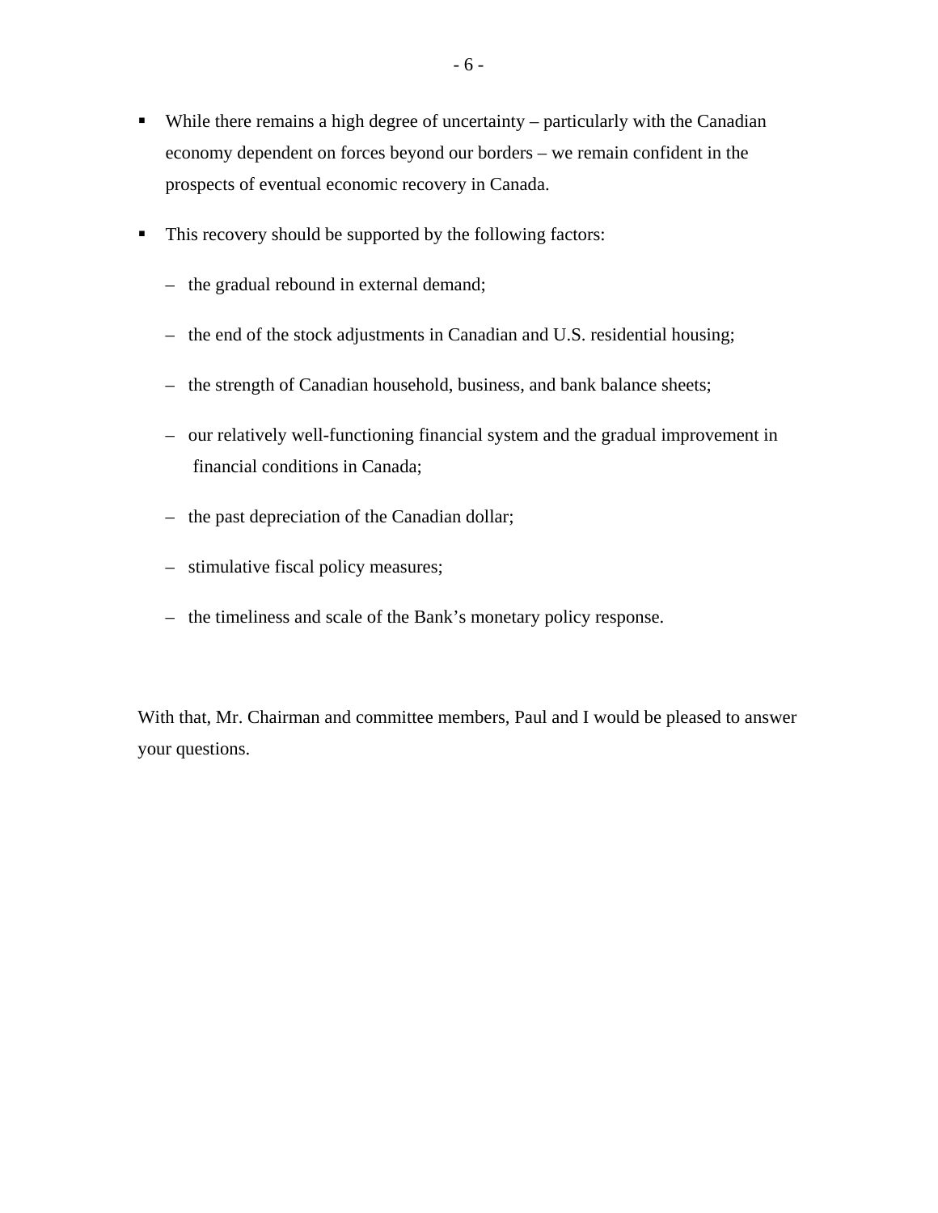- While there remains a high degree of uncertainty – particularly with the Canadian economy dependent on forces beyond our borders – we remain confident in the prospects of eventual economic recovery in Canada.

- This recovery should be supported by the following factors:

  – the gradual rebound in external demand;

  – the end of the stock adjustments in Canadian and U.S. residential housing;

  – the strength of Canadian household, business, and bank balance sheets;

  – our relatively well-functioning financial system and the gradual improvement in financial conditions in Canada;

  – the past depreciation of the Canadian dollar;

  – stimulative fiscal policy measures;

  – the timeliness and scale of the Bank's monetary policy response.

With that, Mr. Chairman and committee members, Paul and I would be pleased to answer your questions.